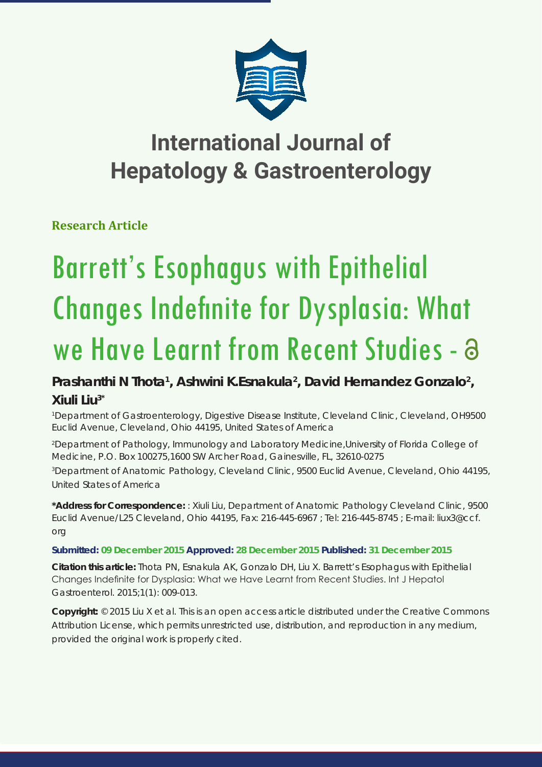# International Journal of Hepatology & Gastroenterology

**Research Article**

# Barrett's Esophagus with Epithelial Changes Indefinite for Dysplasia: What we Have Learnt from Recent Studies

**Prashanthi N Thota[1], Ashwini K.Esnakula[2], David Hernandez Gonzalo[2], Xiuli Liu[3]***

[1]Department of Gastroenterology, Digestive Disease Institute, Cleveland Clinic, Cleveland, OH9500 Euclid Avenue, Cleveland, Ohio 44195, United States of America

[2]Department of Pathology, Immunology and Laboratory Medicine,University of Florida College of Medicine, P.O. Box 100275,1600 SW Archer Road, Gainesville, FL, 32610-0275

[3]Department of Anatomic Pathology, Cleveland Clinic, 9500 Euclid Avenue, Cleveland, Ohio 44195, United States of America

**\*Address for Correspondence:** : Xiuli Liu, Department of Anatomic Pathology Cleveland Clinic, 9500 Euclid Avenue/L25 Cleveland, Ohio 44195, Fax: 216-445-6967 ; Tel: 216-445-8745 ; E-mail: liux3@ccf.org

**Submitted: 09 December 2015 Approved: 28 December 2015 Published: 31 December 2015**

**Citation this article:** Thota PN, Esnakula AK, Gonzalo DH, Liu X. Barrett's Esophagus with Epithelial Changes Indefinite for Dysplasia: What we Have Learnt from Recent Studies. Int J Hepatol Gastroenterol. 2015;1(1): 009-013.

**Copyright:** © 2015 Liu X et al. This is an open access article distributed under the Creative Commons Attribution License, which permits unrestricted use, distribution, and reproduction in any medium, provided the original work is properly cited.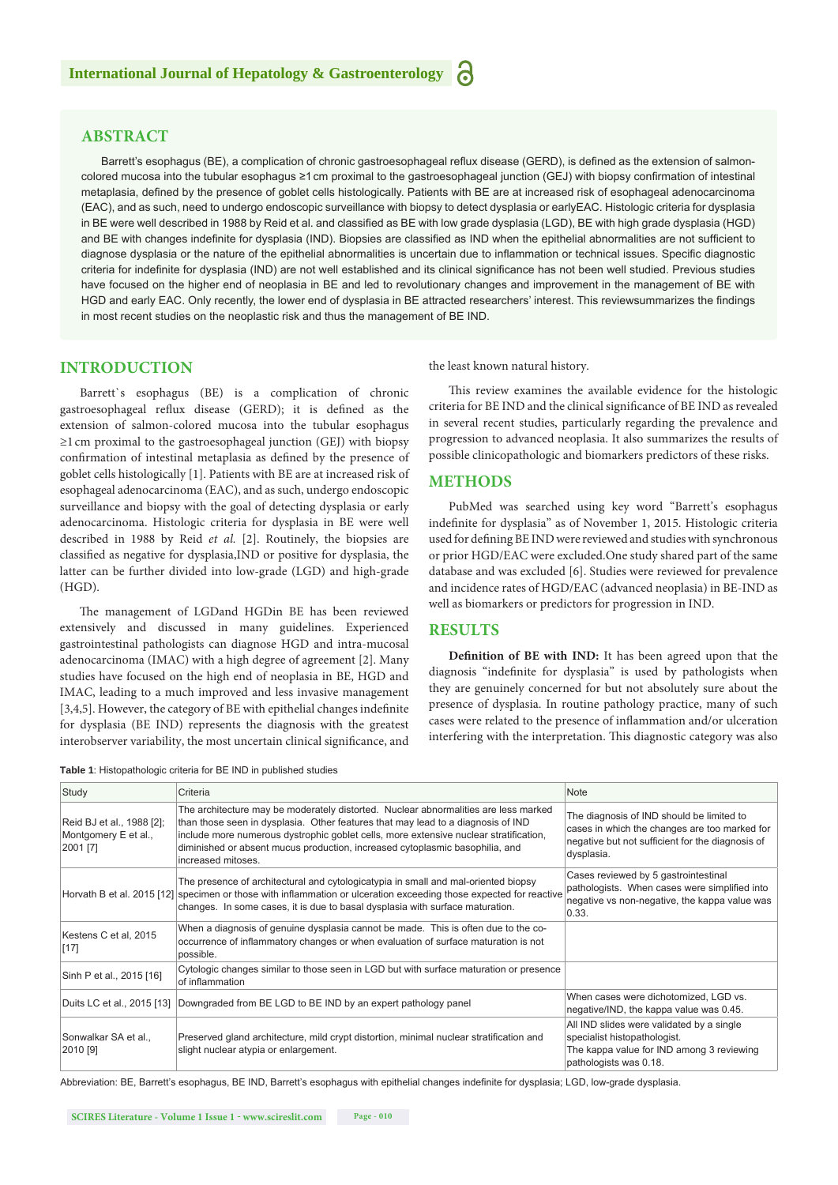## ABSTRACT

Barrett's esophagus (BE), a complication of chronic gastroesophageal reflux disease (GERD), is defined as the extension of salmon-colored mucosa into the tubular esophagus ≥1 cm proximal to the gastroesophageal junction (GEJ) with biopsy confirmation of intestinal metaplasia, defined by the presence of goblet cells histologically. Patients with BE are at increased risk of esophageal adenocarcinoma (EAC), and as such, need to undergo endoscopic surveillance with biopsy to detect dysplasia or earlyEAC. Histologic criteria for dysplasia in BE were well described in 1988 by Reid et al. and classified as BE with low grade dysplasia (LGD), BE with high grade dysplasia (HGD) and BE with changes indefinite for dysplasia (IND). Biopsies are classified as IND when the epithelial abnormalities are not sufficient to diagnose dysplasia or the nature of the epithelial abnormalities is uncertain due to inflammation or technical issues. Specific diagnostic criteria for indefinite for dysplasia (IND) are not well established and its clinical significance has not been well studied. Previous studies have focused on the higher end of neoplasia in BE and led to revolutionary changes and improvement in the management of BE with HGD and early EAC. Only recently, the lower end of dysplasia in BE attracted researchers' interest. This reviewsummarizes the findings in most recent studies on the neoplastic risk and thus the management of BE IND.

## INTRODUCTION

Barrett`s esophagus (BE) is a complication of chronic gastroesophageal reflux disease (GERD); it is defined as the extension of salmon-colored mucosa into the tubular esophagus ≥1 cm proximal to the gastroesophageal junction (GEJ) with biopsy confirmation of intestinal metaplasia as defined by the presence of goblet cells histologically [1]. Patients with BE are at increased risk of esophageal adenocarcinoma (EAC), and as such, undergo endoscopic surveillance and biopsy with the goal of detecting dysplasia or early adenocarcinoma. Histologic criteria for dysplasia in BE were well described in 1988 by Reid *et al.* [2]. Routinely, the biopsies are classified as negative for dysplasia,IND or positive for dysplasia, the latter can be further divided into low-grade (LGD) and high-grade (HGD).

The management of LGDand HGDin BE has been reviewed extensively and discussed in many guidelines. Experienced gastrointestinal pathologists can diagnose HGD and intra-mucosal adenocarcinoma (IMAC) with a high degree of agreement [2]. Many studies have focused on the high end of neoplasia in BE, HGD and IMAC, leading to a much improved and less invasive management [3,4,5]. However, the category of BE with epithelial changes indefinite for dysplasia (BE IND) represents the diagnosis with the greatest interobserver variability, the most uncertain clinical significance, and the least known natural history.

This review examines the available evidence for the histologic criteria for BE IND and the clinical significance of BE IND as revealed in several recent studies, particularly regarding the prevalence and progression to advanced neoplasia. It also summarizes the results of possible clinicopathologic and biomarkers predictors of these risks.

## METHODS

PubMed was searched using key word "Barrett's esophagus indefinite for dysplasia" as of November 1, 2015. Histologic criteria used for defining BE IND were reviewed and studies with synchronous or prior HGD/EAC were excluded.One study shared part of the same database and was excluded [6]. Studies were reviewed for prevalence and incidence rates of HGD/EAC (advanced neoplasia) in BE-IND as well as biomarkers or predictors for progression in IND.

## RESULTS

**Definition of BE with IND:** It has been agreed upon that the diagnosis "indefinite for dysplasia" is used by pathologists when they are genuinely concerned for but not absolutely sure about the presence of dysplasia. In routine pathology practice, many of such cases were related to the presence of inflammation and/or ulceration interfering with the interpretation. This diagnostic category was also

**Table 1**: Histopathologic criteria for BE IND in published studies

| Study | Criteria | Note |
|---|---|---|
| Reid BJ et al., 1988 [2]; Montgomery E et al., 2001 [7] | The architecture may be moderately distorted. Nuclear abnormalities are less marked than those seen in dysplasia. Other features that may lead to a diagnosis of IND include more numerous dystrophic goblet cells, more extensive nuclear stratification, diminished or absent mucus production, increased cytoplasmic basophilia, and increased mitoses. | The diagnosis of IND should be limited to cases in which the changes are too marked for negative but not sufficient for the diagnosis of dysplasia. |
| Horvath B et al. 2015 [12] | The presence of architectural and cytologicatypia in small and mal-oriented biopsy specimen or those with inflammation or ulceration exceeding those expected for reactive changes. In some cases, it is due to basal dysplasia with surface maturation. | Cases reviewed by 5 gastrointestinal pathologists. When cases were simplified into negative vs non-negative, the kappa value was 0.33. |
| Kestens C et al, 2015 [17] | When a diagnosis of genuine dysplasia cannot be made. This is often due to the co-occurrence of inflammatory changes or when evaluation of surface maturation is not possible. | |
| Sinh P et al., 2015 [16] | Cytologic changes similar to those seen in LGD but with surface maturation or presence of inflammation | |
| Duits LC et al., 2015 [13] | Downgraded from BE LGD to BE IND by an expert pathology panel | When cases were dichotomized, LGD vs. negative/IND, the kappa value was 0.45. |
| Sonwalkar SA et al., 2010 [9] | Preserved gland architecture, mild crypt distortion, minimal nuclear stratification and slight nuclear atypia or enlargement. | All IND slides were validated by a single specialist histopathologist. The kappa value for IND among 3 reviewing pathologists was 0.18. |

Abbreviation: BE, Barrett's esophagus, BE IND, Barrett's esophagus with epithelial changes indefinite for dysplasia; LGD, low-grade dysplasia.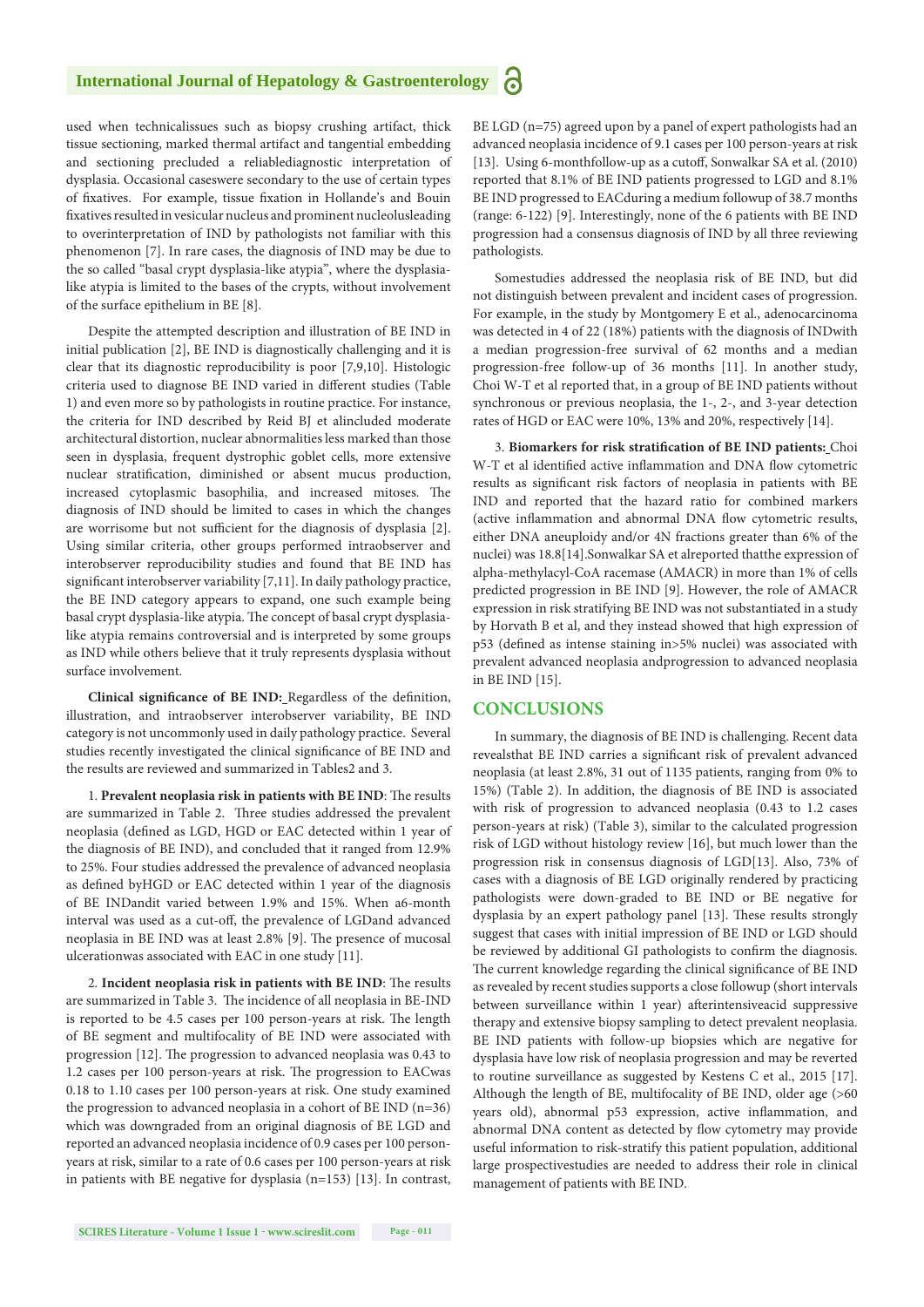used when technicalissues such as biopsy crushing artifact, thick tissue sectioning, marked thermal artifact and tangential embedding and sectioning precluded a reliablediagnostic interpretation of dysplasia. Occasional caseswere secondary to the use of certain types of fixatives. For example, tissue fixation in Hollande's and Bouin fixatives resulted in vesicular nucleus and prominent nucleolusleading to overinterpretation of IND by pathologists not familiar with this phenomenon [7]. In rare cases, the diagnosis of IND may be due to the so called "basal crypt dysplasia-like atypia", where the dysplasia-like atypia is limited to the bases of the crypts, without involvement of the surface epithelium in BE [8].

Despite the attempted description and illustration of BE IND in initial publication [2], BE IND is diagnostically challenging and it is clear that its diagnostic reproducibility is poor [7,9,10]. Histologic criteria used to diagnose BE IND varied in different studies (Table 1) and even more so by pathologists in routine practice. For instance, the criteria for IND described by Reid BJ et alincluded moderate architectural distortion, nuclear abnormalities less marked than those seen in dysplasia, frequent dystrophic goblet cells, more extensive nuclear stratification, diminished or absent mucus production, increased cytoplasmic basophilia, and increased mitoses. The diagnosis of IND should be limited to cases in which the changes are worrisome but not sufficient for the diagnosis of dysplasia [2]. Using similar criteria, other groups performed intraobserver and interobserver reproducibility studies and found that BE IND has significant interobserver variability [7,11]. In daily pathology practice, the BE IND category appears to expand, one such example being basal crypt dysplasia-like atypia. The concept of basal crypt dysplasia-like atypia remains controversial and is interpreted by some groups as IND while others believe that it truly represents dysplasia without surface involvement.

**Clinical significance of BE IND:** Regardless of the definition, illustration, and intraobserver interobserver variability, BE IND category is not uncommonly used in daily pathology practice. Several studies recently investigated the clinical significance of BE IND and the results are reviewed and summarized in Tables2 and 3.

1. **Prevalent neoplasia risk in patients with BE IND**: The results are summarized in Table 2. Three studies addressed the prevalent neoplasia (defined as LGD, HGD or EAC detected within 1 year of the diagnosis of BE IND), and concluded that it ranged from 12.9% to 25%. Four studies addressed the prevalence of advanced neoplasia as defined byHGD or EAC detected within 1 year of the diagnosis of BE INDandit varied between 1.9% and 15%. When a6-month interval was used as a cut-off, the prevalence of LGDand advanced neoplasia in BE IND was at least 2.8% [9]. The presence of mucosal ulcerationwas associated with EAC in one study [11].

2. **Incident neoplasia risk in patients with BE IND**: The results are summarized in Table 3. The incidence of all neoplasia in BE-IND is reported to be 4.5 cases per 100 person-years at risk. The length of BE segment and multifocality of BE IND were associated with progression [12]. The progression to advanced neoplasia was 0.43 to 1.2 cases per 100 person-years at risk. The progression to EACwas 0.18 to 1.10 cases per 100 person-years at risk. One study examined the progression to advanced neoplasia in a cohort of BE IND (n=36) which was downgraded from an original diagnosis of BE LGD and reported an advanced neoplasia incidence of 0.9 cases per 100 person-years at risk, similar to a rate of 0.6 cases per 100 person-years at risk in patients with BE negative for dysplasia (n=153) [13]. In contrast, BE LGD (n=75) agreed upon by a panel of expert pathologists had an advanced neoplasia incidence of 9.1 cases per 100 person-years at risk [13]. Using 6-monthfollow-up as a cutoff, Sonwalkar SA et al. (2010) reported that 8.1% of BE IND patients progressed to LGD and 8.1% BE IND progressed to EACduring a medium followup of 38.7 months (range: 6-122) [9]. Interestingly, none of the 6 patients with BE IND progression had a consensus diagnosis of IND by all three reviewing pathologists.

Somestudies addressed the neoplasia risk of BE IND, but did not distinguish between prevalent and incident cases of progression. For example, in the study by Montgomery E et al., adenocarcinoma was detected in 4 of 22 (18%) patients with the diagnosis of INDwith a median progression-free survival of 62 months and a median progression-free follow-up of 36 months [11]. In another study, Choi W-T et al reported that, in a group of BE IND patients without synchronous or previous neoplasia, the 1-, 2-, and 3-year detection rates of HGD or EAC were 10%, 13% and 20%, respectively [14].

3. **Biomarkers for risk stratification of BE IND patients:** Choi W-T et al identified active inflammation and DNA flow cytometric results as significant risk factors of neoplasia in patients with BE IND and reported that the hazard ratio for combined markers (active inflammation and abnormal DNA flow cytometric results, either DNA aneuploidy and/or 4N fractions greater than 6% of the nuclei) was 18.8[14].Sonwalkar SA et alreported thatthe expression of alpha-methylacyl-CoA racemase (AMACR) in more than 1% of cells predicted progression in BE IND [9]. However, the role of AMACR expression in risk stratifying BE IND was not substantiated in a study by Horvath B et al, and they instead showed that high expression of p53 (defined as intense staining in>5% nuclei) was associated with prevalent advanced neoplasia andprogression to advanced neoplasia in BE IND [15].

## CONCLUSIONS

In summary, the diagnosis of BE IND is challenging. Recent data revealsthat BE IND carries a significant risk of prevalent advanced neoplasia (at least 2.8%, 31 out of 1135 patients, ranging from 0% to 15%) (Table 2). In addition, the diagnosis of BE IND is associated with risk of progression to advanced neoplasia (0.43 to 1.2 cases person-years at risk) (Table 3), similar to the calculated progression risk of LGD without histology review [16], but much lower than the progression risk in consensus diagnosis of LGD[13]. Also, 73% of cases with a diagnosis of BE LGD originally rendered by practicing pathologists were down-graded to BE IND or BE negative for dysplasia by an expert pathology panel [13]. These results strongly suggest that cases with initial impression of BE IND or LGD should be reviewed by additional GI pathologists to confirm the diagnosis. The current knowledge regarding the clinical significance of BE IND as revealed by recent studies supports a close followup (short intervals between surveillance within 1 year) afterintensiveacid suppressive therapy and extensive biopsy sampling to detect prevalent neoplasia. BE IND patients with follow-up biopsies which are negative for dysplasia have low risk of neoplasia progression and may be reverted to routine surveillance as suggested by Kestens C et al., 2015 [17]. Although the length of BE, multifocality of BE IND, older age (>60 years old), abnormal p53 expression, active inflammation, and abnormal DNA content as detected by flow cytometry may provide useful information to risk-stratify this patient population, additional large prospectivestudies are needed to address their role in clinical management of patients with BE IND.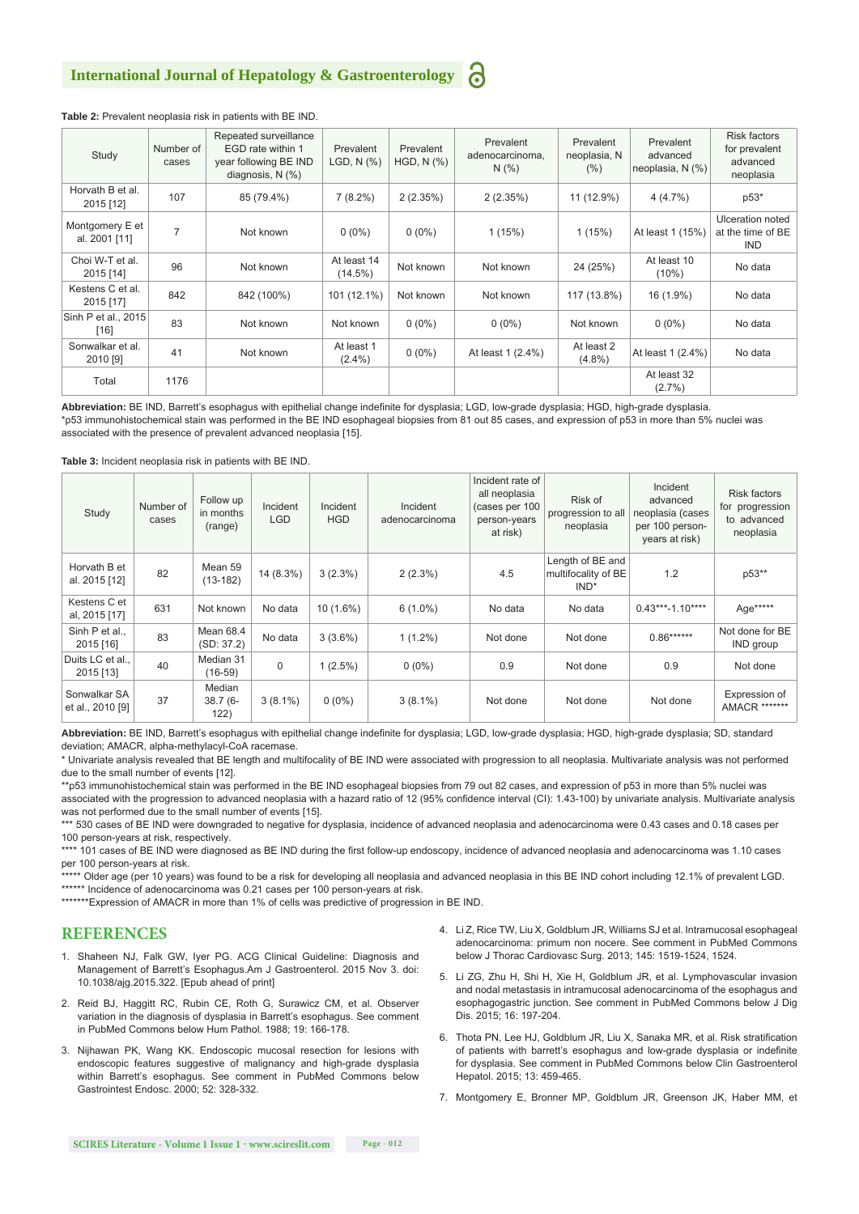**Table 2:** Prevalent neoplasia risk in patients with BE IND.

| Study | Number of cases | Repeated surveillance EGD rate within 1 year following BE IND diagnosis, N (%) | Prevalent LGD, N (%) | Prevalent HGD, N (%) | Prevalent adenocarcinoma, N (%) | Prevalent neoplasia, N (%) | Prevalent advanced neoplasia, N (%) | Risk factors for prevalent advanced neoplasia |
|---|---|---|---|---|---|---|---|---|
| Horvath B et al. 2015 [12] | 107 | 85 (79.4%) | 7 (8.2%) | 2 (2.35%) | 2 (2.35%) | 11 (12.9%) | 4 (4.7%) | p53* |
| Montgomery E et al. 2001 [11] | 7 | Not known | 0 (0%) | 0 (0%) | 1 (15%) | 1 (15%) | At least 1 (15%) | Ulceration noted at the time of BE IND |
| Choi W-T et al. 2015 [14] | 96 | Not known | At least 14 (14.5%) | Not known | Not known | 24 (25%) | At least 10 (10%) | No data |
| Kestens C et al. 2015 [17] | 842 | 842 (100%) | 101 (12.1%) | Not known | Not known | 117 (13.8%) | 16 (1.9%) | No data |
| Sinh P et al., 2015 [16] | 83 | Not known | Not known | 0 (0%) | 0 (0%) | Not known | 0 (0%) | No data |
| Sonwalkar et al. 2010 [9] | 41 | Not known | At least 1 (2.4%) | 0 (0%) | At least 1 (2.4%) | At least 2 (4.8%) | At least 1 (2.4%) | No data |
| Total | 1176 | | | | | | At least 32 (2.7%) | |

**Abbreviation:** BE IND, Barrett's esophagus with epithelial change indefinite for dysplasia; LGD, low-grade dysplasia; HGD, high-grade dysplasia.
*p53 immunohistochemical stain was performed in the BE IND esophageal biopsies from 81 out 85 cases, and expression of p53 in more than 5% nuclei was associated with the presence of prevalent advanced neoplasia [15].

**Table 3:** Incident neoplasia risk in patients with BE IND.

| Study | Number of cases | Follow up in months (range) | Incident LGD | Incident HGD | Incident adenocarcinoma | Incident rate of all neoplasia (cases per 100 person-years at risk) | Risk of progression to all neoplasia | Incident advanced neoplasia (cases per 100 person-years at risk) | Risk factors for progression to advanced neoplasia |
|---|---|---|---|---|---|---|---|---|---|
| Horvath B et al. 2015 [12] | 82 | Mean 59 (13-182) | 14 (8.3%) | 3 (2.3%) | 2 (2.3%) | 4.5 | Length of BE and multifocality of BE IND* | 1.2 | p53** |
| Kestens C et al, 2015 [17] | 631 | Not known | No data | 10 (1.6%) | 6 (1.0%) | No data | No data | 0.43***-1.10**** | Age***** |
| Sinh P et al., 2015 [16] | 83 | Mean 68.4 (SD: 37.2) | No data | 3 (3.6%) | 1 (1.2%) | Not done | Not done | 0.86****** | Not done for BE IND group |
| Duits LC et al., 2015 [13] | 40 | Median 31 (16-59) | 0 | 1 (2.5%) | 0 (0%) | 0.9 | Not done | 0.9 | Not done |
| Sonwalkar SA et al., 2010 [9] | 37 | Median 38.7 (6-122) | 3 (8.1%) | 0 (0%) | 3 (8.1%) | Not done | Not done | Not done | Expression of AMACR ******* |

**Abbreviation:** BE IND, Barrett's esophagus with epithelial change indefinite for dysplasia; LGD, low-grade dysplasia; HGD, high-grade dysplasia; SD, standard deviation; AMACR, alpha-methylacyl-CoA racemase.
\* Univariate analysis revealed that BE length and multifocality of BE IND were associated with progression to all neoplasia. Multivariate analysis was not performed due to the small number of events [12].
**p53 immunohistochemical stain was performed in the BE IND esophageal biopsies from 79 out 82 cases, and expression of p53 in more than 5% nuclei was associated with the progression to advanced neoplasia with a hazard ratio of 12 (95% confidence interval (CI): 1.43-100) by univariate analysis. Multivariate analysis was not performed due to the small number of events [15].
*** 530 cases of BE IND were downgraded to negative for dysplasia, incidence of advanced neoplasia and adenocarcinoma were 0.43 cases and 0.18 cases per 100 person-years at risk, respectively.
**** 101 cases of BE IND were diagnosed as BE IND during the first follow-up endoscopy, incidence of advanced neoplasia and adenocarcinoma was 1.10 cases per 100 person-years at risk.
***** Older age (per 10 years) was found to be a risk for developing all neoplasia and advanced neoplasia in this BE IND cohort including 12.1% of prevalent LGD.
****** Incidence of adenocarcinoma was 0.21 cases per 100 person-years at risk.
*******Expression of AMACR in more than 1% of cells was predictive of progression in BE IND.

## REFERENCES

1. Shaheen NJ, Falk GW, Iyer PG. ACG Clinical Guideline: Diagnosis and Management of Barrett's Esophagus.Am J Gastroenterol. 2015 Nov 3. doi: 10.1038/ajg.2015.322. [Epub ahead of print]
2. Reid BJ, Haggitt RC, Rubin CE, Roth G, Surawicz CM, et al. Observer variation in the diagnosis of dysplasia in Barrett's esophagus. See comment in PubMed Commons below Hum Pathol. 1988; 19: 166-178.
3. Nijhawan PK, Wang KK. Endoscopic mucosal resection for lesions with endoscopic features suggestive of malignancy and high-grade dysplasia within Barrett's esophagus. See comment in PubMed Commons below Gastrointest Endosc. 2000; 52: 328-332.
4. Li Z, Rice TW, Liu X, Goldblum JR, Williams SJ et al. Intramucosal esophageal adenocarcinoma: primum non nocere. See comment in PubMed Commons below J Thorac Cardiovasc Surg. 2013; 145: 1519-1524, 1524.
5. Li ZG, Zhu H, Shi H, Xie H, Goldblum JR, et al. Lymphovascular invasion and nodal metastasis in intramucosal adenocarcinoma of the esophagus and esophagogastric junction. See comment in PubMed Commons below J Dig Dis. 2015; 16: 197-204.
6. Thota PN, Lee HJ, Goldblum JR, Liu X, Sanaka MR, et al. Risk stratification of patients with barrett's esophagus and low-grade dysplasia or indefinite for dysplasia. See comment in PubMed Commons below Clin Gastroenterol Hepatol. 2015; 13: 459-465.
7. Montgomery E, Bronner MP, Goldblum JR, Greenson JK, Haber MM, et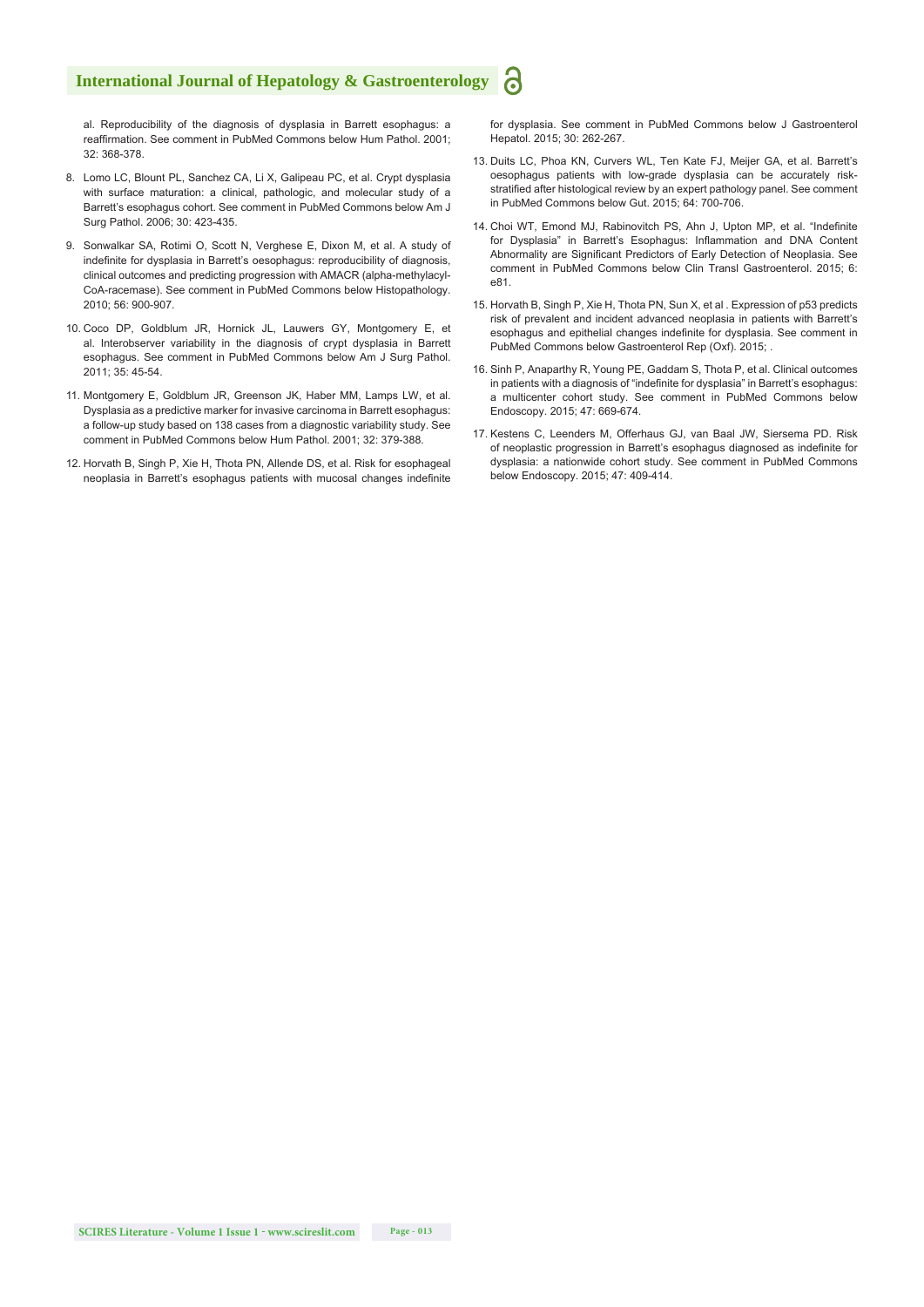al. Reproducibility of the diagnosis of dysplasia in Barrett esophagus: a reaffirmation. See comment in PubMed Commons below Hum Pathol. 2001; 32: 368-378.

8. Lomo LC, Blount PL, Sanchez CA, Li X, Galipeau PC, et al. Crypt dysplasia with surface maturation: a clinical, pathologic, and molecular study of a Barrett's esophagus cohort. See comment in PubMed Commons below Am J Surg Pathol. 2006; 30: 423-435.

9. Sonwalkar SA, Rotimi O, Scott N, Verghese E, Dixon M, et al. A study of indefinite for dysplasia in Barrett's oesophagus: reproducibility of diagnosis, clinical outcomes and predicting progression with AMACR (alpha-methylacyl-CoA-racemase). See comment in PubMed Commons below Histopathology. 2010; 56: 900-907.

10. Coco DP, Goldblum JR, Hornick JL, Lauwers GY, Montgomery E, et al. Interobserver variability in the diagnosis of crypt dysplasia in Barrett esophagus. See comment in PubMed Commons below Am J Surg Pathol. 2011; 35: 45-54.

11. Montgomery E, Goldblum JR, Greenson JK, Haber MM, Lamps LW, et al. Dysplasia as a predictive marker for invasive carcinoma in Barrett esophagus: a follow-up study based on 138 cases from a diagnostic variability study. See comment in PubMed Commons below Hum Pathol. 2001; 32: 379-388.

12. Horvath B, Singh P, Xie H, Thota PN, Allende DS, et al. Risk for esophageal neoplasia in Barrett's esophagus patients with mucosal changes indefinite for dysplasia. See comment in PubMed Commons below J Gastroenterol Hepatol. 2015; 30: 262-267.

13. Duits LC, Phoa KN, Curvers WL, Ten Kate FJ, Meijer GA, et al. Barrett's oesophagus patients with low-grade dysplasia can be accurately risk-stratified after histological review by an expert pathology panel. See comment in PubMed Commons below Gut. 2015; 64: 700-706.

14. Choi WT, Emond MJ, Rabinovitch PS, Ahn J, Upton MP, et al. "Indefinite for Dysplasia" in Barrett's Esophagus: Inflammation and DNA Content Abnormality are Significant Predictors of Early Detection of Neoplasia. See comment in PubMed Commons below Clin Transl Gastroenterol. 2015; 6: e81.

15. Horvath B, Singh P, Xie H, Thota PN, Sun X, et al . Expression of p53 predicts risk of prevalent and incident advanced neoplasia in patients with Barrett's esophagus and epithelial changes indefinite for dysplasia. See comment in PubMed Commons below Gastroenterol Rep (Oxf). 2015; .

16. Sinh P, Anaparthy R, Young PE, Gaddam S, Thota P, et al. Clinical outcomes in patients with a diagnosis of "indefinite for dysplasia" in Barrett's esophagus: a multicenter cohort study. See comment in PubMed Commons below Endoscopy. 2015; 47: 669-674.

17. Kestens C, Leenders M, Offerhaus GJ, van Baal JW, Siersema PD. Risk of neoplastic progression in Barrett's esophagus diagnosed as indefinite for dysplasia: a nationwide cohort study. See comment in PubMed Commons below Endoscopy. 2015; 47: 409-414.